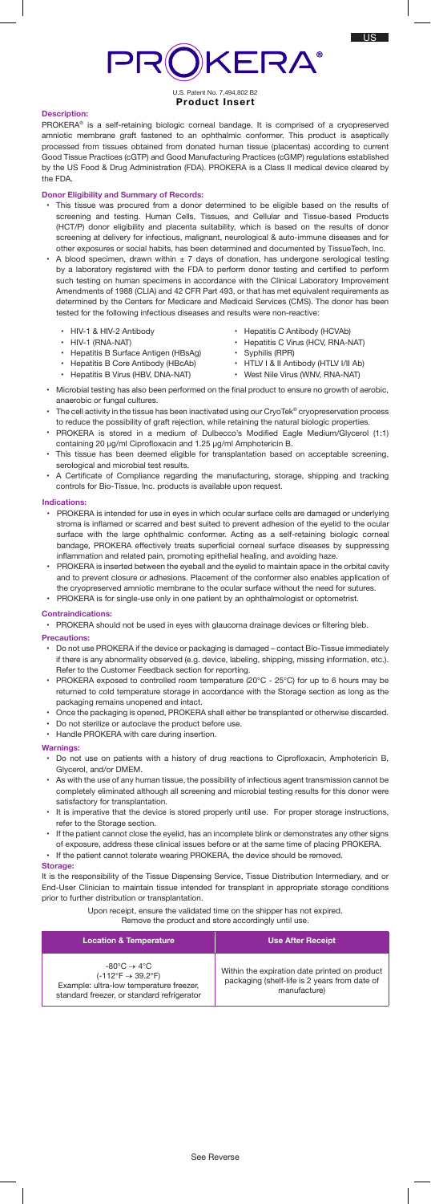US

# PROKERA®

U.S. Patent No. 7,494,802 B2

## Product Insert

### Description:

PROKERA® is a self-retaining biologic corneal bandage. It is comprised of a cryopreserved amniotic membrane graft fastened to an ophthalmic conformer. This product is aseptically processed from tissues obtained from donated human tissue (placentas) according to current Good Tissue Practices (cGTP) and Good Manufacturing Practices (cGMP) regulations established by the US Food & Drug Administration (FDA). PROKERA is a Class II medical device cleared by the FDA.

### Donor Eligibility and Summary of Records:

- This tissue was procured from a donor determined to be eligible based on the results of screening and testing. Human Cells, Tissues, and Cellular and Tissue-based Products (HCT/P) donor eligibility and placenta suitability, which is based on the results of donor screening at delivery for infectious, malignant, neurological & auto-immune diseases and for other exposures or social habits, has been determined and documented by TissueTech, Inc.
- A blood specimen, drawn within ± 7 days of donation, has undergone serological testing by a laboratory registered with the FDA to perform donor testing and certified to perform such testing on human specimens in accordance with the Clinical Laboratory Improvement Amendments of 1988 (CLIA) and 42 CFR Part 493, or that has met equivalent requirements as determined by the Centers for Medicare and Medicaid Services (CMS). The donor has been tested for the following infectious diseases and results were non-reactive:
  - HIV-1 & HIV-2 Antibody
  - HIV-1 (RNA-NAT)
  - Hepatitis B Surface Antigen (HBsAg)
  - Hepatitis B Core Antibody (HBcAb)
  - Hepatitis B Virus (HBV, DNA-NAT)
  - Hepatitis C Antibody (HCVAb)
  - Hepatitis C Virus (HCV, RNA-NAT)
  - Syphilis (RPR)
  - HTLV I & II Antibody (HTLV I/II Ab)
  - West Nile Virus (WNV, RNA-NAT)
- Microbial testing has also been performed on the final product to ensure no growth of aerobic, anaerobic or fungal cultures.
- The cell activity in the tissue has been inactivated using our CryoTek® cryopreservation process to reduce the possibility of graft rejection, while retaining the natural biologic properties.
- PROKERA is stored in a medium of Dulbecco's Modified Eagle Medium/Glycerol (1:1) containing 20 µg/ml Ciprofloxacin and 1.25 µg/ml Amphotericin B.
- This tissue has been deemed eligible for transplantation based on acceptable screening, serological and microbial test results.
- A Certificate of Compliance regarding the manufacturing, storage, shipping and tracking controls for Bio-Tissue, Inc. products is available upon request.

### Indications:

- PROKERA is intended for use in eyes in which ocular surface cells are damaged or underlying stroma is inflamed or scarred and best suited to prevent adhesion of the eyelid to the ocular surface with the large ophthalmic conformer. Acting as a self-retaining biologic corneal bandage, PROKERA effectively treats superficial corneal surface diseases by suppressing inflammation and related pain, promoting epithelial healing, and avoiding haze.
- PROKERA is inserted between the eyeball and the eyelid to maintain space in the orbital cavity and to prevent closure or adhesions. Placement of the conformer also enables application of the cryopreserved amniotic membrane to the ocular surface without the need for sutures.
- PROKERA is for single-use only in one patient by an ophthalmologist or optometrist.

### Contraindications:

- PROKERA should not be used in eyes with glaucoma drainage devices or filtering bleb.

### Precautions:

- Do not use PROKERA if the device or packaging is damaged – contact Bio-Tissue immediately if there is any abnormality observed (e.g. device, labeling, shipping, missing information, etc.). Refer to the Customer Feedback section for reporting.
- PROKERA exposed to controlled room temperature (20°C - 25°C) for up to 6 hours may be returned to cold temperature storage in accordance with the Storage section as long as the packaging remains unopened and intact.
- Once the packaging is opened, PROKERA shall either be transplanted or otherwise discarded.
- Do not sterilize or autoclave the product before use.
- Handle PROKERA with care during insertion.

### Warnings:

- Do not use on patients with a history of drug reactions to Ciprofloxacin, Amphotericin B, Glycerol, and/or DMEM.
- As with the use of any human tissue, the possibility of infectious agent transmission cannot be completely eliminated although all screening and microbial testing results for this donor were satisfactory for transplantation.
- It is imperative that the device is stored properly until use. For proper storage instructions, refer to the Storage section.
- If the patient cannot close the eyelid, has an incomplete blink or demonstrates any other signs of exposure, address these clinical issues before or at the same time of placing PROKERA.
- If the patient cannot tolerate wearing PROKERA, the device should be removed.

### Storage:

It is the responsibility of the Tissue Dispensing Service, Tissue Distribution Intermediary, and or End-User Clinician to maintain tissue intended for transplant in appropriate storage conditions prior to further distribution or transplantation.

Upon receipt, ensure the validated time on the shipper has not expired.
Remove the product and store accordingly until use.

| Location & Temperature | Use After Receipt |
|---|---|
| -80°C → 4°C<br>(-112°F → 39.2°F)<br>Example: ultra-low temperature freezer, standard freezer, or standard refrigerator | Within the expiration date printed on product packaging (shelf-life is 2 years from date of manufacture) |

See Reverse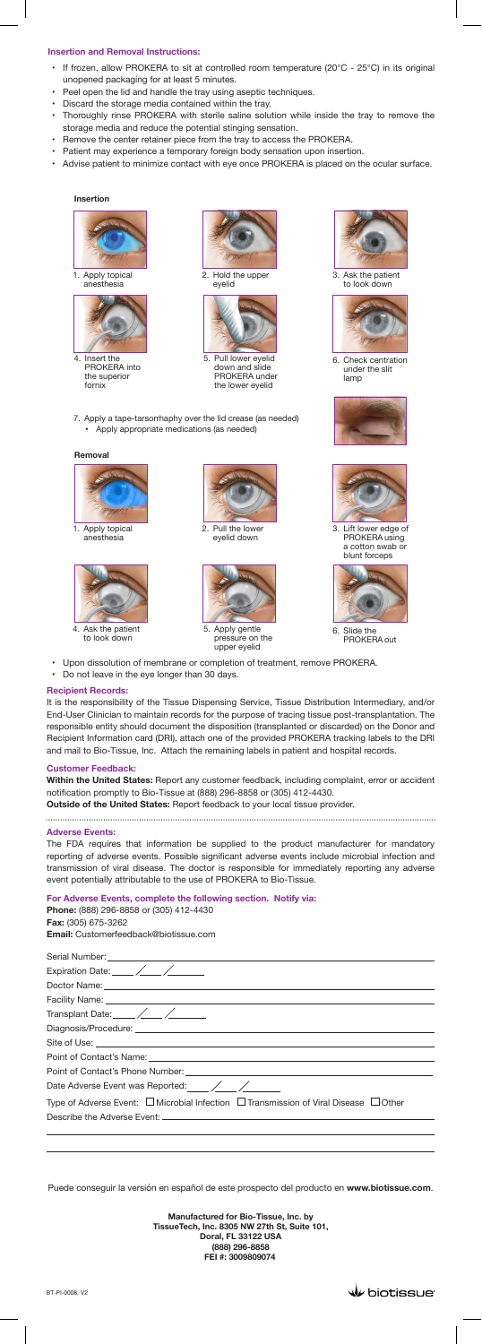## Insertion and Removal Instructions:

- If frozen, allow PROKERA to sit at controlled room temperature (20°C - 25°C) in its original unopened packaging for at least 5 minutes.
- Peel open the lid and handle the tray using aseptic techniques.
- Discard the storage media contained within the tray.
- Thoroughly rinse PROKERA with sterile saline solution while inside the tray to remove the storage media and reduce the potential stinging sensation.
- Remove the center retainer piece from the tray to access the PROKERA.
- Patient may experience a temporary foreign body sensation upon insertion.
- Advise patient to minimize contact with eye once PROKERA is placed on the ocular surface.

### Insertion

1. Apply topical anesthesia
2. Hold the upper eyelid
3. Ask the patient to look down
4. Insert the PROKERA into the superior fornix
5. Pull lower eyelid down and slide PROKERA under the lower eyelid
6. Check centration under the slit lamp
7. Apply a tape-tarsorrhaphy over the lid crease (as needed)
   - Apply appropriate medications (as needed)

### Removal

1. Apply topical anesthesia
2. Pull the lower eyelid down
3. Lift lower edge of PROKERA using a cotton swab or blunt forceps
4. Ask the patient to look down
5. Apply gentle pressure on the upper eyelid
6. Slide the PROKERA out

- Upon dissolution of membrane or completion of treatment, remove PROKERA.
- Do not leave in the eye longer than 30 days.

## Recipient Records:

It is the responsibility of the Tissue Dispensing Service, Tissue Distribution Intermediary, and/or End-User Clinician to maintain records for the purpose of tracing tissue post-transplantation. The responsible entity should document the disposition (transplanted or discarded) on the Donor and Recipient Information card (DRI), attach one of the provided PROKERA tracking labels to the DRI and mail to Bio-Tissue, Inc. Attach the remaining labels in patient and hospital records.

## Customer Feedback:

**Within the United States:** Report any customer feedback, including complaint, error or accident notification promptly to Bio-Tissue at (888) 296-8858 or (305) 412-4430.

**Outside of the United States:** Report feedback to your local tissue provider.

## Adverse Events:

The FDA requires that information be supplied to the product manufacturer for mandatory reporting of adverse events. Possible significant adverse events include microbial infection and transmission of viral disease. The doctor is responsible for immediately reporting any adverse event potentially attributable to the use of PROKERA to Bio-Tissue.

## For Adverse Events, complete the following section. Notify via:

**Phone:** (888) 296-8858 or (305) 412-4430
**Fax:** (305) 675-3262
**Email:** Customerfeedback@biotissue.com

Serial Number: ______________________
Expiration Date: ____ /____ /______
Doctor Name: ______________________
Facility Name: ______________________
Transplant Date: ____ /____ /______
Diagnosis/Procedure: ______________________
Site of Use: ______________________
Point of Contact's Name: ______________________
Point of Contact's Phone Number: ______________________
Date Adverse Event was Reported: ____ /____ /______
Type of Adverse Event: ☐ Microbial Infection ☐ Transmission of Viral Disease ☐ Other
Describe the Adverse Event: ______________________

Puede conseguir la versión en español de este prospecto del producto en **www.biotissue.com**.

**Manufactured for Bio-Tissue, Inc. by TissueTech, Inc. 8305 NW 27th St, Suite 101, Doral, FL 33122 USA (888) 296-8858 FEI #: 3009809074**

BT-PI-0008, V2

biotissue